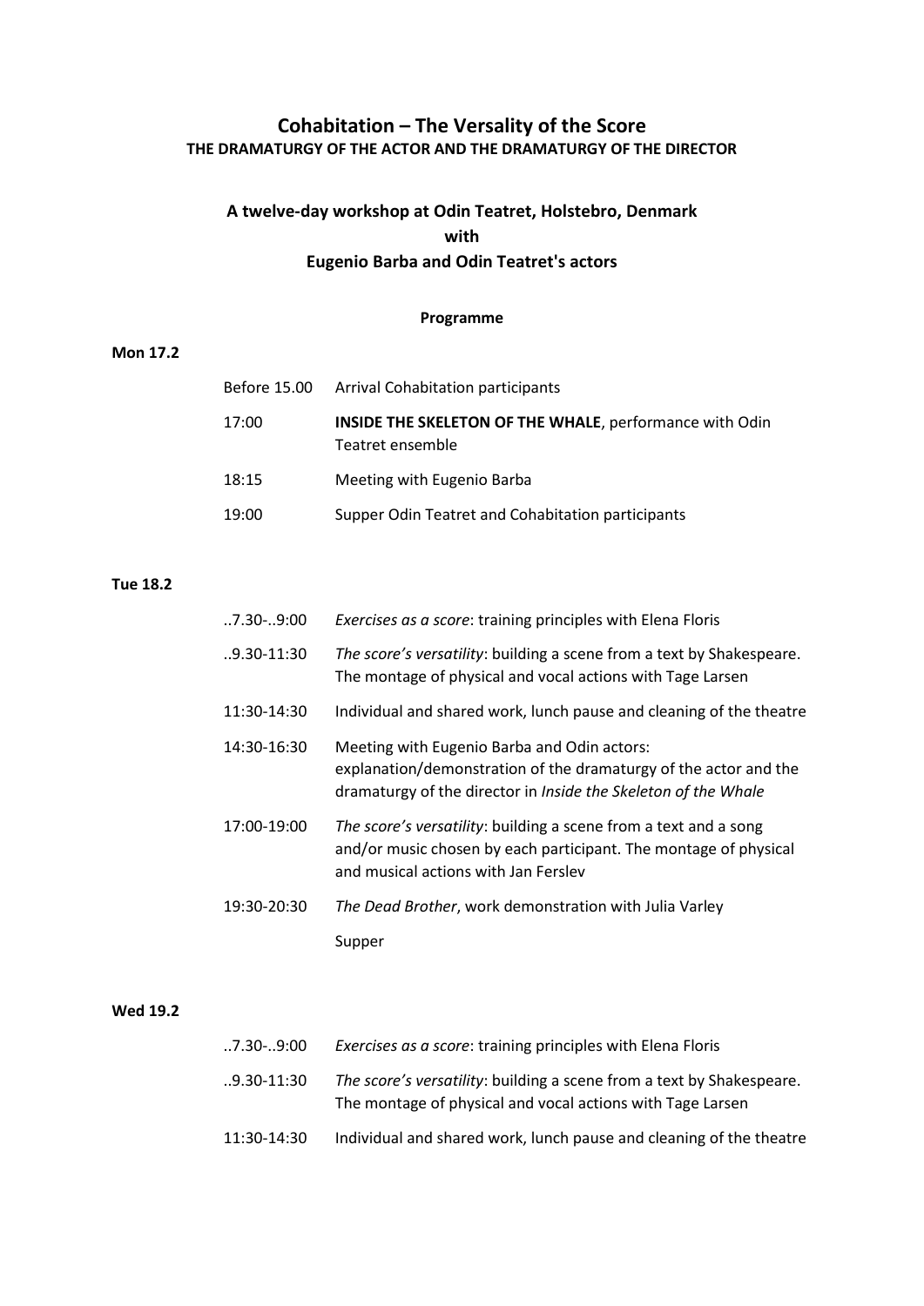# Cohabitation – The Versality of the Score

## THE DRAMATURGY OF THE ACTOR AND THE DRAMATURGY OF THE DIRECTOR

### A twelve-day workshop at Odin Teatret, Holstebro, Denmark
### with
### Eugenio Barba and Odin Teatret's actors

**Programme**

**Mon 17.2**

| | |
|---|---|
| Before 15.00 | Arrival Cohabitation participants |
| 17:00 | **INSIDE THE SKELETON OF THE WHALE**, performance with Odin Teatret ensemble |
| 18:15 | Meeting with Eugenio Barba |
| 19:00 | Supper Odin Teatret and Cohabitation participants |

**Tue 18.2**

| | |
|---|---|
| ..7.30-..9:00 | *Exercises as a score*: training principles with Elena Floris |
| ..9.30-11:30 | *The score's versatility*: building a scene from a text by Shakespeare. The montage of physical and vocal actions with Tage Larsen |
| 11:30-14:30 | Individual and shared work, lunch pause and cleaning of the theatre |
| 14:30-16:30 | Meeting with Eugenio Barba and Odin actors: explanation/demonstration of the dramaturgy of the actor and the dramaturgy of the director in *Inside the Skeleton of the Whale* |
| 17:00-19:00 | *The score's versatility*: building a scene from a text and a song and/or music chosen by each participant. The montage of physical and musical actions with Jan Ferslev |
| 19:30-20:30 | *The Dead Brother*, work demonstration with Julia Varley |
| | Supper |

**Wed 19.2**

| | |
|---|---|
| ..7.30-..9:00 | *Exercises as a score*: training principles with Elena Floris |
| ..9.30-11:30 | *The score's versatility*: building a scene from a text by Shakespeare. The montage of physical and vocal actions with Tage Larsen |
| 11:30-14:30 | Individual and shared work, lunch pause and cleaning of the theatre |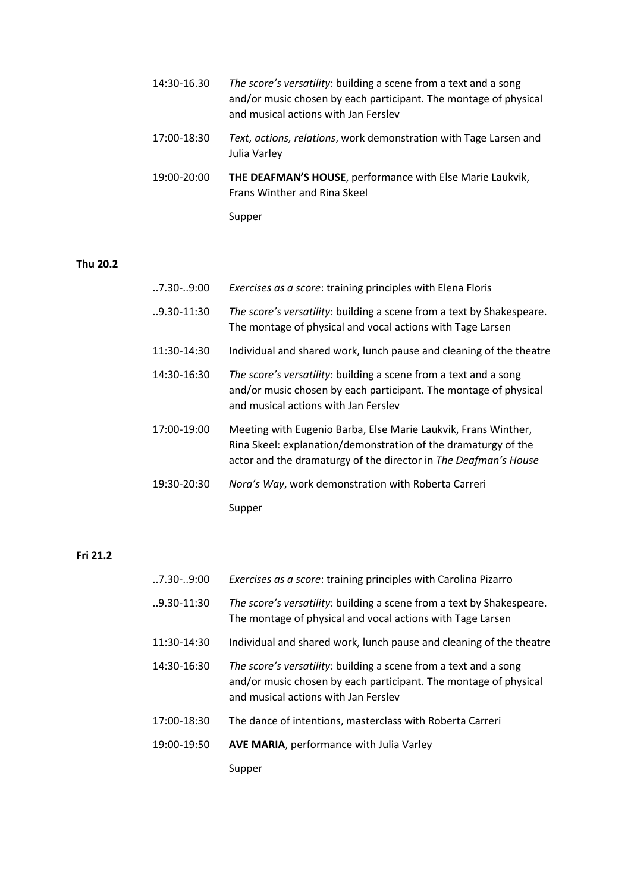14:30-16.30 *The score's versatility*: building a scene from a text and a song and/or music chosen by each participant. The montage of physical and musical actions with Jan Ferslev

17:00-18:30 *Text, actions, relations*, work demonstration with Tage Larsen and Julia Varley

19:00-20:00 **THE DEAFMAN'S HOUSE**, performance with Else Marie Laukvik, Frans Winther and Rina Skeel

Supper

**Thu 20.2**

..7.30-..9:00 *Exercises as a score*: training principles with Elena Floris

..9.30-11:30 *The score's versatility*: building a scene from a text by Shakespeare. The montage of physical and vocal actions with Tage Larsen

11:30-14:30 Individual and shared work, lunch pause and cleaning of the theatre

14:30-16:30 *The score's versatility*: building a scene from a text and a song and/or music chosen by each participant. The montage of physical and musical actions with Jan Ferslev

17:00-19:00 Meeting with Eugenio Barba, Else Marie Laukvik, Frans Winther, Rina Skeel: explanation/demonstration of the dramaturgy of the actor and the dramaturgy of the director in *The Deafman's House*

19:30-20:30 *Nora's Way*, work demonstration with Roberta Carreri

Supper

**Fri 21.2**

..7.30-..9:00 *Exercises as a score*: training principles with Carolina Pizarro

..9.30-11:30 *The score's versatility*: building a scene from a text by Shakespeare. The montage of physical and vocal actions with Tage Larsen

11:30-14:30 Individual and shared work, lunch pause and cleaning of the theatre

14:30-16:30 *The score's versatility*: building a scene from a text and a song and/or music chosen by each participant. The montage of physical and musical actions with Jan Ferslev

17:00-18:30 The dance of intentions, masterclass with Roberta Carreri

19:00-19:50 **AVE MARIA**, performance with Julia Varley

Supper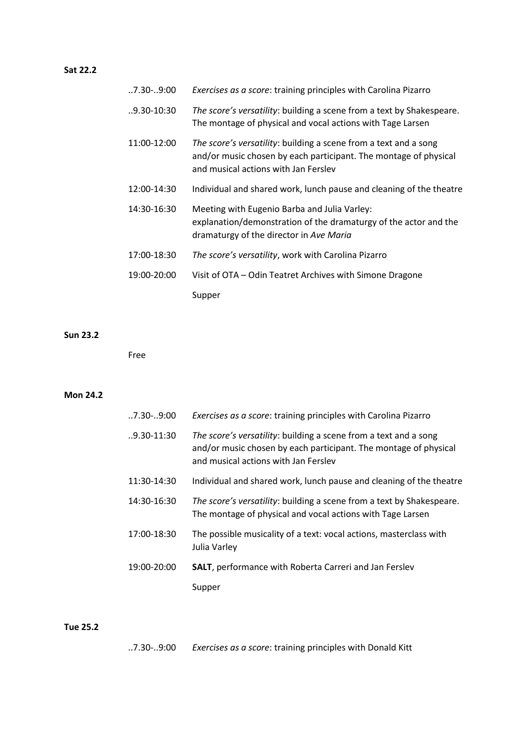**Sat 22.2**

| | |
|---|---|
| ..7.30-..9:00 | *Exercises as a score*: training principles with Carolina Pizarro |
| ..9.30-10:30 | *The score's versatility*: building a scene from a text by Shakespeare. The montage of physical and vocal actions with Tage Larsen |
| 11:00-12:00 | *The score's versatility*: building a scene from a text and a song and/or music chosen by each participant. The montage of physical and musical actions with Jan Ferslev |
| 12:00-14:30 | Individual and shared work, lunch pause and cleaning of the theatre |
| 14:30-16:30 | Meeting with Eugenio Barba and Julia Varley: explanation/demonstration of the dramaturgy of the actor and the dramaturgy of the director in *Ave Maria* |
| 17:00-18:30 | *The score's versatility*, work with Carolina Pizarro |
| 19:00-20:00 | Visit of OTA – Odin Teatret Archives with Simone Dragone |
| | Supper |

**Sun 23.2**

Free

**Mon 24.2**

| | |
|---|---|
| ..7.30-..9:00 | *Exercises as a score*: training principles with Carolina Pizarro |
| ..9.30-11:30 | *The score's versatility*: building a scene from a text and a song and/or music chosen by each participant. The montage of physical and musical actions with Jan Ferslev |
| 11:30-14:30 | Individual and shared work, lunch pause and cleaning of the theatre |
| 14:30-16:30 | *The score's versatility*: building a scene from a text by Shakespeare. The montage of physical and vocal actions with Tage Larsen |
| 17:00-18:30 | The possible musicality of a text: vocal actions, masterclass with Julia Varley |
| 19:00-20:00 | **SALT**, performance with Roberta Carreri and Jan Ferslev |
| | Supper |

**Tue 25.2**

| | |
|---|---|
| ..7.30-..9:00 | *Exercises as a score*: training principles with Donald Kitt |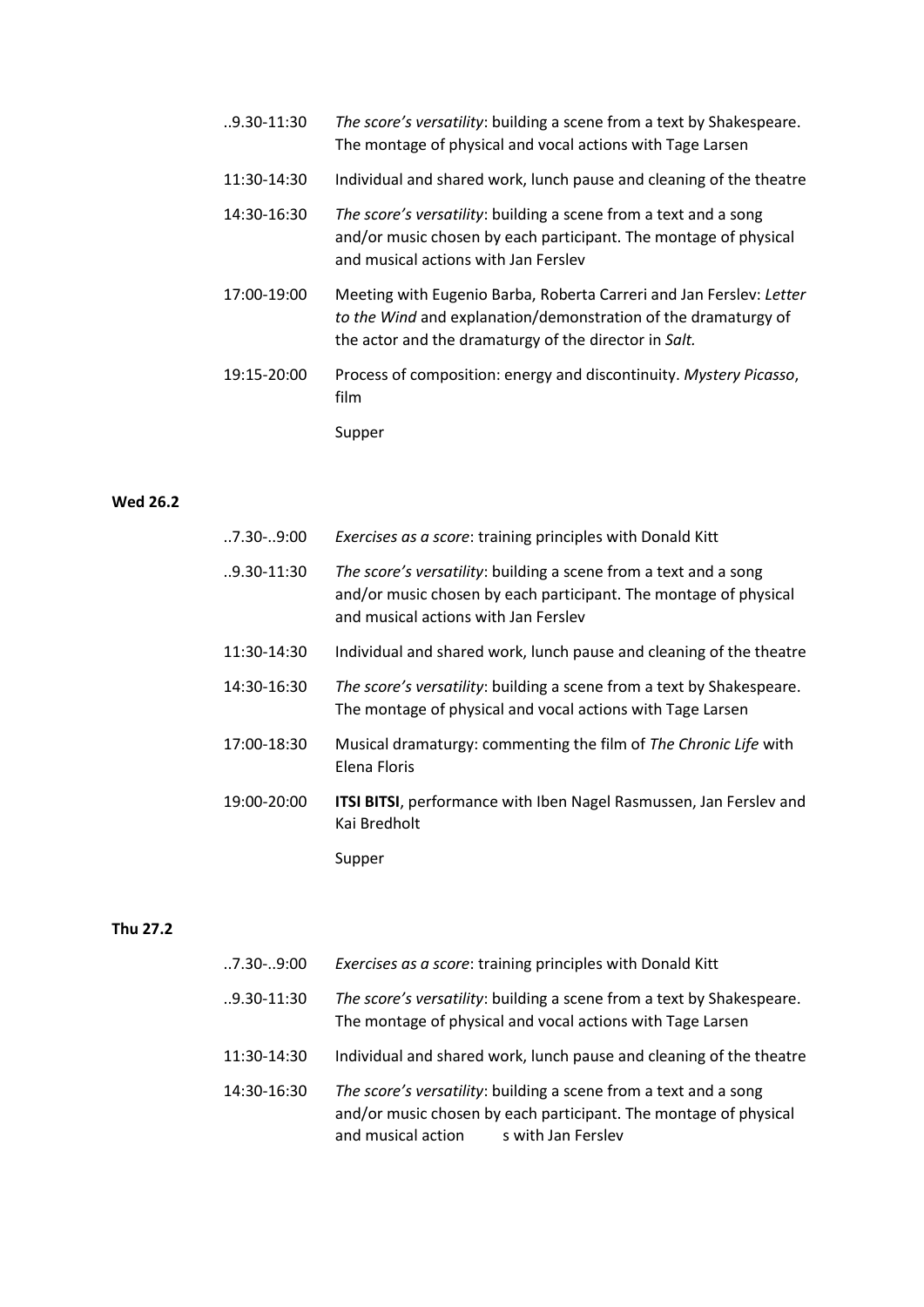| | |
|---|---|
| ..9.30-11:30 | *The score's versatility*: building a scene from a text by Shakespeare. The montage of physical and vocal actions with Tage Larsen |
| 11:30-14:30 | Individual and shared work, lunch pause and cleaning of the theatre |
| 14:30-16:30 | *The score's versatility*: building a scene from a text and a song and/or music chosen by each participant. The montage of physical and musical actions with Jan Ferslev |
| 17:00-19:00 | Meeting with Eugenio Barba, Roberta Carreri and Jan Ferslev: *Letter to the Wind* and explanation/demonstration of the dramaturgy of the actor and the dramaturgy of the director in *Salt.* |
| 19:15-20:00 | Process of composition: energy and discontinuity. *Mystery Picasso*, film |
| | Supper |

**Wed 26.2**

| | |
|---|---|
| ..7.30-..9:00 | *Exercises as a score*: training principles with Donald Kitt |
| ..9.30-11:30 | *The score's versatility*: building a scene from a text and a song and/or music chosen by each participant. The montage of physical and musical actions with Jan Ferslev |
| 11:30-14:30 | Individual and shared work, lunch pause and cleaning of the theatre |
| 14:30-16:30 | *The score's versatility*: building a scene from a text by Shakespeare. The montage of physical and vocal actions with Tage Larsen |
| 17:00-18:30 | Musical dramaturgy: commenting the film of *The Chronic Life* with Elena Floris |
| 19:00-20:00 | **ITSI BITSI**, performance with Iben Nagel Rasmussen, Jan Ferslev and Kai Bredholt |
| | Supper |

**Thu 27.2**

| | |
|---|---|
| ..7.30-..9:00 | *Exercises as a score*: training principles with Donald Kitt |
| ..9.30-11:30 | *The score's versatility*: building a scene from a text by Shakespeare. The montage of physical and vocal actions with Tage Larsen |
| 11:30-14:30 | Individual and shared work, lunch pause and cleaning of the theatre |
| 14:30-16:30 | *The score's versatility*: building a scene from a text and a song and/or music chosen by each participant. The montage of physical and musical action s with Jan Ferslev |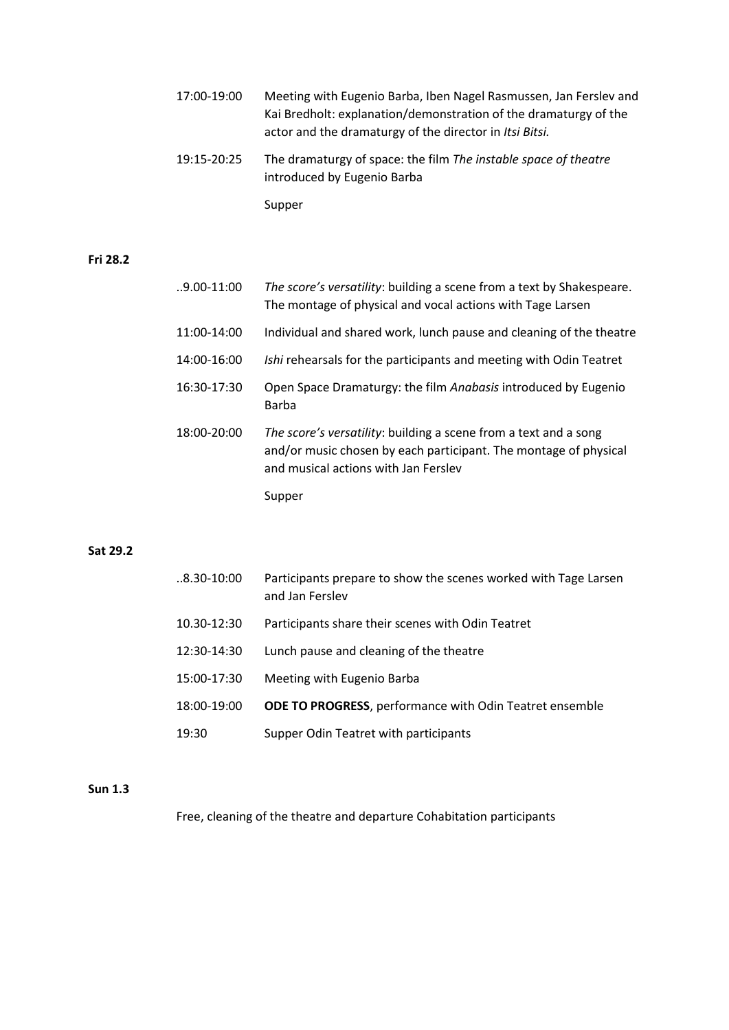| | |
|---|---|
| 17:00-19:00 | Meeting with Eugenio Barba, Iben Nagel Rasmussen, Jan Ferslev and Kai Bredholt: explanation/demonstration of the dramaturgy of the actor and the dramaturgy of the director in *Itsi Bitsi.* |
| 19:15-20:25 | The dramaturgy of space: the film *The instable space of theatre* introduced by Eugenio Barba |
| | Supper |

**Fri 28.2**

| | |
|---|---|
| ..9.00-11:00 | *The score's versatility*: building a scene from a text by Shakespeare. The montage of physical and vocal actions with Tage Larsen |
| 11:00-14:00 | Individual and shared work, lunch pause and cleaning of the theatre |
| 14:00-16:00 | *Ishi* rehearsals for the participants and meeting with Odin Teatret |
| 16:30-17:30 | Open Space Dramaturgy: the film *Anabasis* introduced by Eugenio Barba |
| 18:00-20:00 | *The score's versatility*: building a scene from a text and a song and/or music chosen by each participant. The montage of physical and musical actions with Jan Ferslev |
| | Supper |

**Sat 29.2**

| | |
|---|---|
| ..8.30-10:00 | Participants prepare to show the scenes worked with Tage Larsen and Jan Ferslev |
| 10.30-12:30 | Participants share their scenes with Odin Teatret |
| 12:30-14:30 | Lunch pause and cleaning of the theatre |
| 15:00-17:30 | Meeting with Eugenio Barba |
| 18:00-19:00 | **ODE TO PROGRESS**, performance with Odin Teatret ensemble |
| 19:30 | Supper Odin Teatret with participants |

**Sun 1.3**

Free, cleaning of the theatre and departure Cohabitation participants